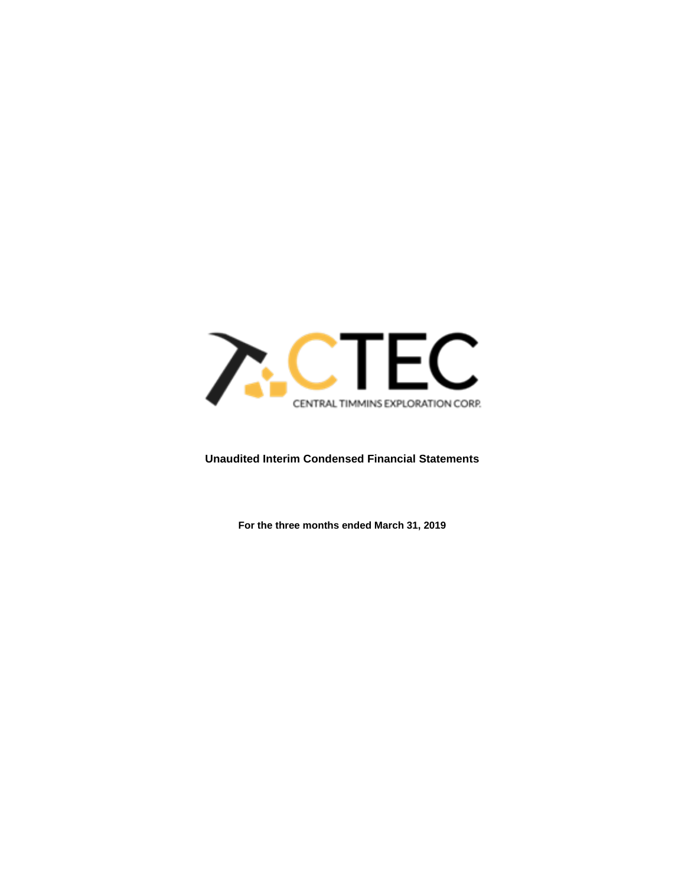CTEC

CENTRAL TIMMINS EXPLORATION CORP.

**Unaudited Interim Condensed Financial Statements**

**For the three months ended March 31, 2019**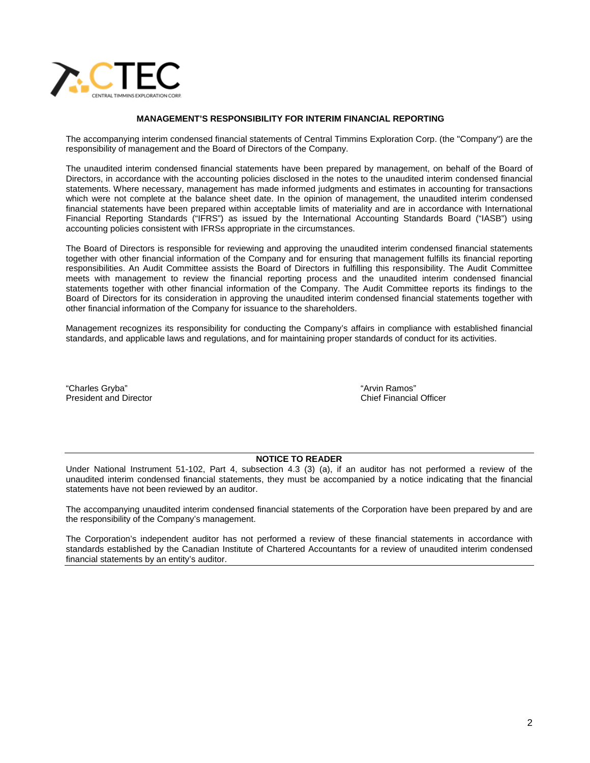## MANAGEMENT'S RESPONSIBILITY FOR INTERIM FINANCIAL REPORTING

The accompanying interim condensed financial statements of Central Timmins Exploration Corp. (the "Company") are the responsibility of management and the Board of Directors of the Company.

The unaudited interim condensed financial statements have been prepared by management, on behalf of the Board of Directors, in accordance with the accounting policies disclosed in the notes to the unaudited interim condensed financial statements. Where necessary, management has made informed judgments and estimates in accounting for transactions which were not complete at the balance sheet date. In the opinion of management, the unaudited interim condensed financial statements have been prepared within acceptable limits of materiality and are in accordance with International Financial Reporting Standards ("IFRS") as issued by the International Accounting Standards Board ("IASB") using accounting policies consistent with IFRSs appropriate in the circumstances.

The Board of Directors is responsible for reviewing and approving the unaudited interim condensed financial statements together with other financial information of the Company and for ensuring that management fulfills its financial reporting responsibilities. An Audit Committee assists the Board of Directors in fulfilling this responsibility. The Audit Committee meets with management to review the financial reporting process and the unaudited interim condensed financial statements together with other financial information of the Company. The Audit Committee reports its findings to the Board of Directors for its consideration in approving the unaudited interim condensed financial statements together with other financial information of the Company for issuance to the shareholders.

Management recognizes its responsibility for conducting the Company's affairs in compliance with established financial standards, and applicable laws and regulations, and for maintaining proper standards of conduct for its activities.

"Charles Gryba"
President and Director

"Arvin Ramos"
Chief Financial Officer

---

**NOTICE TO READER**

Under National Instrument 51-102, Part 4, subsection 4.3 (3) (a), if an auditor has not performed a review of the unaudited interim condensed financial statements, they must be accompanied by a notice indicating that the financial statements have not been reviewed by an auditor.

The accompanying unaudited interim condensed financial statements of the Corporation have been prepared by and are the responsibility of the Company's management.

The Corporation's independent auditor has not performed a review of these financial statements in accordance with standards established by the Canadian Institute of Chartered Accountants for a review of unaudited interim condensed financial statements by an entity's auditor.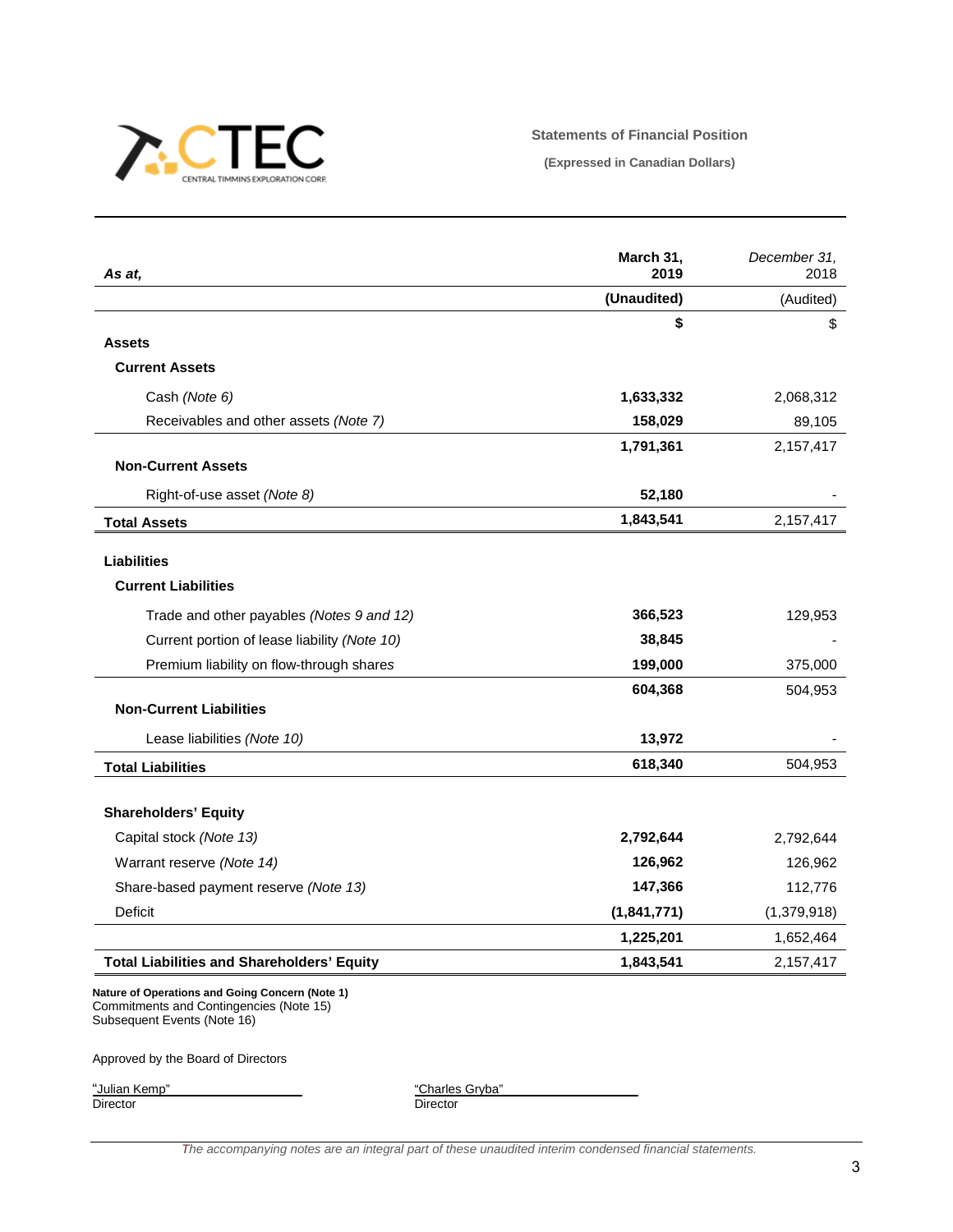CENTRAL TIMMINS EXPLORATION CORP.

**Statements of Financial Position**

**(Expressed in Canadian Dollars)**

| *As at,* | **March 31, 2019** | *December 31, 2018* |
|---|---|---|
| | **(Unaudited)** | (Audited) |
| | **$** | $ |
| **Assets** | | |
| **Current Assets** | | |
| Cash *(Note 6)* | **1,633,332** | 2,068,312 |
| Receivables and other assets *(Note 7)* | **158,029** | 89,105 |
| | **1,791,361** | 2,157,417 |
| **Non-Current Assets** | | |
| Right-of-use asset *(Note 8)* | **52,180** | - |
| **Total Assets** | **1,843,541** | 2,157,417 |
| **Liabilities** | | |
| **Current Liabilities** | | |
| Trade and other payables *(Notes 9 and 12)* | **366,523** | 129,953 |
| Current portion of lease liability *(Note 10)* | **38,845** | - |
| Premium liability on flow-through shares | **199,000** | 375,000 |
| | **604,368** | 504,953 |
| **Non-Current Liabilities** | | |
| Lease liabilities *(Note 10)* | **13,972** | - |
| **Total Liabilities** | **618,340** | 504,953 |
| **Shareholders' Equity** | | |
| Capital stock *(Note 13)* | **2,792,644** | 2,792,644 |
| Warrant reserve *(Note 14)* | **126,962** | 126,962 |
| Share-based payment reserve *(Note 13)* | **147,366** | 112,776 |
| Deficit | **(1,841,771)** | (1,379,918) |
| | **1,225,201** | 1,652,464 |
| **Total Liabilities and Shareholders' Equity** | **1,843,541** | 2,157,417 |

**Nature of Operations and Going Concern (Note 1)**
Commitments and Contingencies (Note 15)
Subsequent Events (Note 16)

Approved by the Board of Directors

"Julian Kemp"
Director

"Charles Gryba"
Director

*The accompanying notes are an integral part of these unaudited interim condensed financial statements.*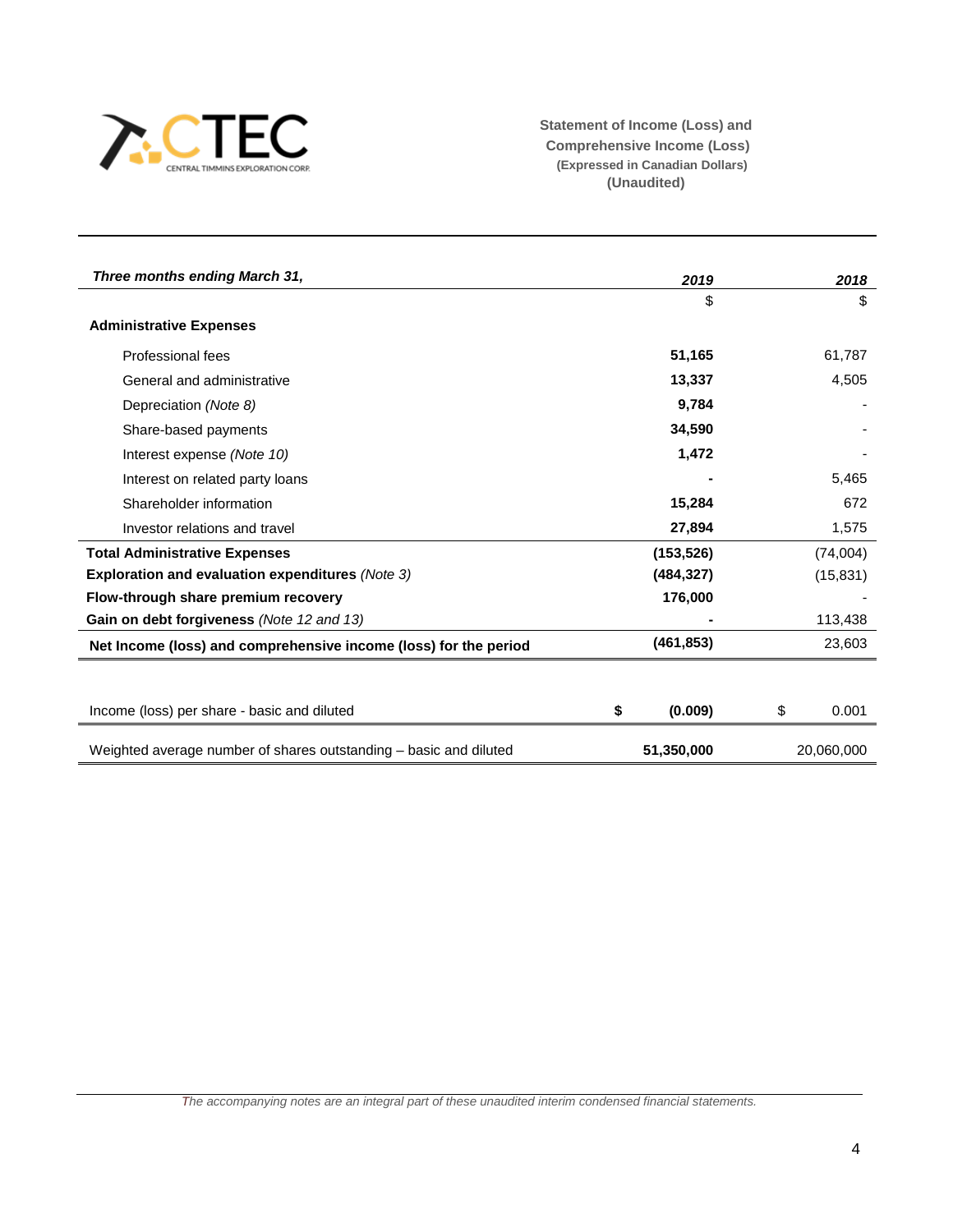CTEC
CENTRAL TIMMINS EXPLORATION CORP.

**Statement of Income (Loss) and Comprehensive Income (Loss)**
**(Expressed in Canadian Dollars)**
**(Unaudited)**

| *Three months ending March 31,* | *2019* | *2018* |
|---|---|---|
| | $ | $ |
| **Administrative Expenses** | | |
| Professional fees | **51,165** | 61,787 |
| General and administrative | **13,337** | 4,505 |
| Depreciation *(Note 8)* | **9,784** | - |
| Share-based payments | **34,590** | - |
| Interest expense *(Note 10)* | **1,472** | - |
| Interest on related party loans | **-** | 5,465 |
| Shareholder information | **15,284** | 672 |
| Investor relations and travel | **27,894** | 1,575 |
| **Total Administrative Expenses** | **(153,526)** | (74,004) |
| **Exploration and evaluation expenditures** *(Note 3)* | **(484,327)** | (15,831) |
| **Flow-through share premium recovery** | **176,000** | - |
| **Gain on debt forgiveness** *(Note 12 and 13)* | **-** | 113,438 |
| **Net Income (loss) and comprehensive income (loss) for the period** | **(461,853)** | 23,603 |
| | | |
| Income (loss) per share - basic and diluted | **$ (0.009)** | $ 0.001 |
| Weighted average number of shares outstanding – basic and diluted | **51,350,000** | 20,060,000 |

*The accompanying notes are an integral part of these unaudited interim condensed financial statements.*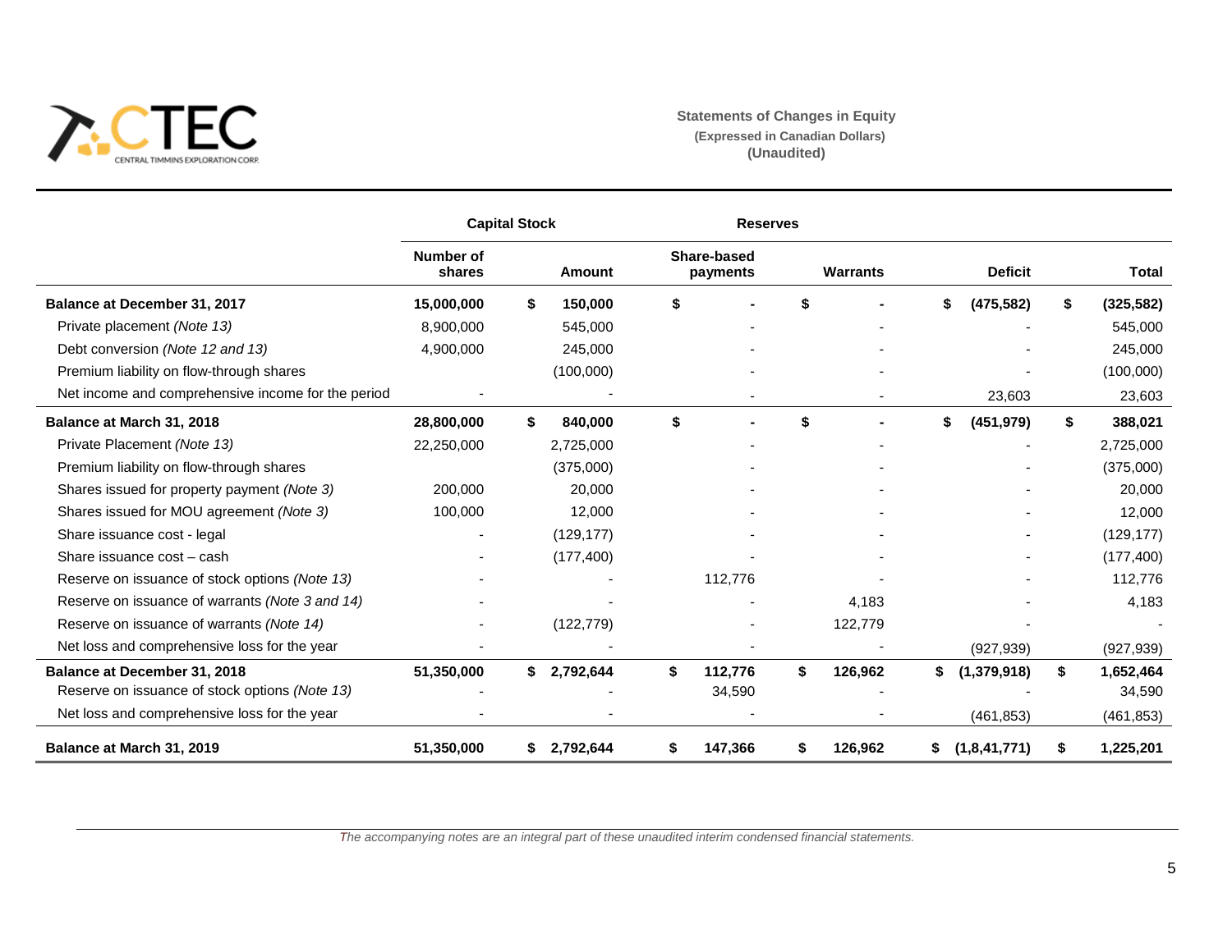CENTRAL TIMMINS EXPLORATION CORP.

## Statements of Changes in Equity
**(Expressed in Canadian Dollars)**
**(Unaudited)**

| | Capital Stock | | Reserves | | | |
|---|---|---|---|---|---|---|
| | Number of shares | Amount | Share-based payments | Warrants | Deficit | Total |
| **Balance at December 31, 2017** | **15,000,000** | **$ 150,000** | **$ -** | **$ -** | **$ (475,582)** | **$ (325,582)** |
| Private placement *(Note 13)* | 8,900,000 | 545,000 | - | - | - | 545,000 |
| Debt conversion *(Note 12 and 13)* | 4,900,000 | 245,000 | - | - | - | 245,000 |
| Premium liability on flow-through shares | | (100,000) | - | - | - | (100,000) |
| Net income and comprehensive income for the period | - | - | - | - | 23,603 | 23,603 |
| **Balance at March 31, 2018** | **28,800,000** | **$ 840,000** | **$ -** | **$ -** | **$ (451,979)** | **$ 388,021** |
| Private Placement *(Note 13)* | 22,250,000 | 2,725,000 | - | - | - | 2,725,000 |
| Premium liability on flow-through shares | | (375,000) | - | - | - | (375,000) |
| Shares issued for property payment *(Note 3)* | 200,000 | 20,000 | - | - | - | 20,000 |
| Shares issued for MOU agreement *(Note 3)* | 100,000 | 12,000 | - | - | - | 12,000 |
| Share issuance cost - legal | - | (129,177) | - | - | - | (129,177) |
| Share issuance cost – cash | - | (177,400) | - | - | - | (177,400) |
| Reserve on issuance of stock options *(Note 13)* | - | - | 112,776 | - | - | 112,776 |
| Reserve on issuance of warrants *(Note 3 and 14)* | - | - | - | 4,183 | - | 4,183 |
| Reserve on issuance of warrants *(Note 14)* | - | (122,779) | - | 122,779 | - | - |
| Net loss and comprehensive loss for the year | - | - | - | - | (927,939) | (927,939) |
| **Balance at December 31, 2018** | **51,350,000** | **$ 2,792,644** | **$ 112,776** | **$ 126,962** | **$ (1,379,918)** | **$ 1,652,464** |
| Reserve on issuance of stock options *(Note 13)* | - | - | 34,590 | - | - | 34,590 |
| Net loss and comprehensive loss for the year | - | - | - | - | (461,853) | (461,853) |
| **Balance at March 31, 2019** | **51,350,000** | **$ 2,792,644** | **$ 147,366** | **$ 126,962** | **$ (1,8,41,771)** | **$ 1,225,201** |

*The accompanying notes are an integral part of these unaudited interim condensed financial statements.*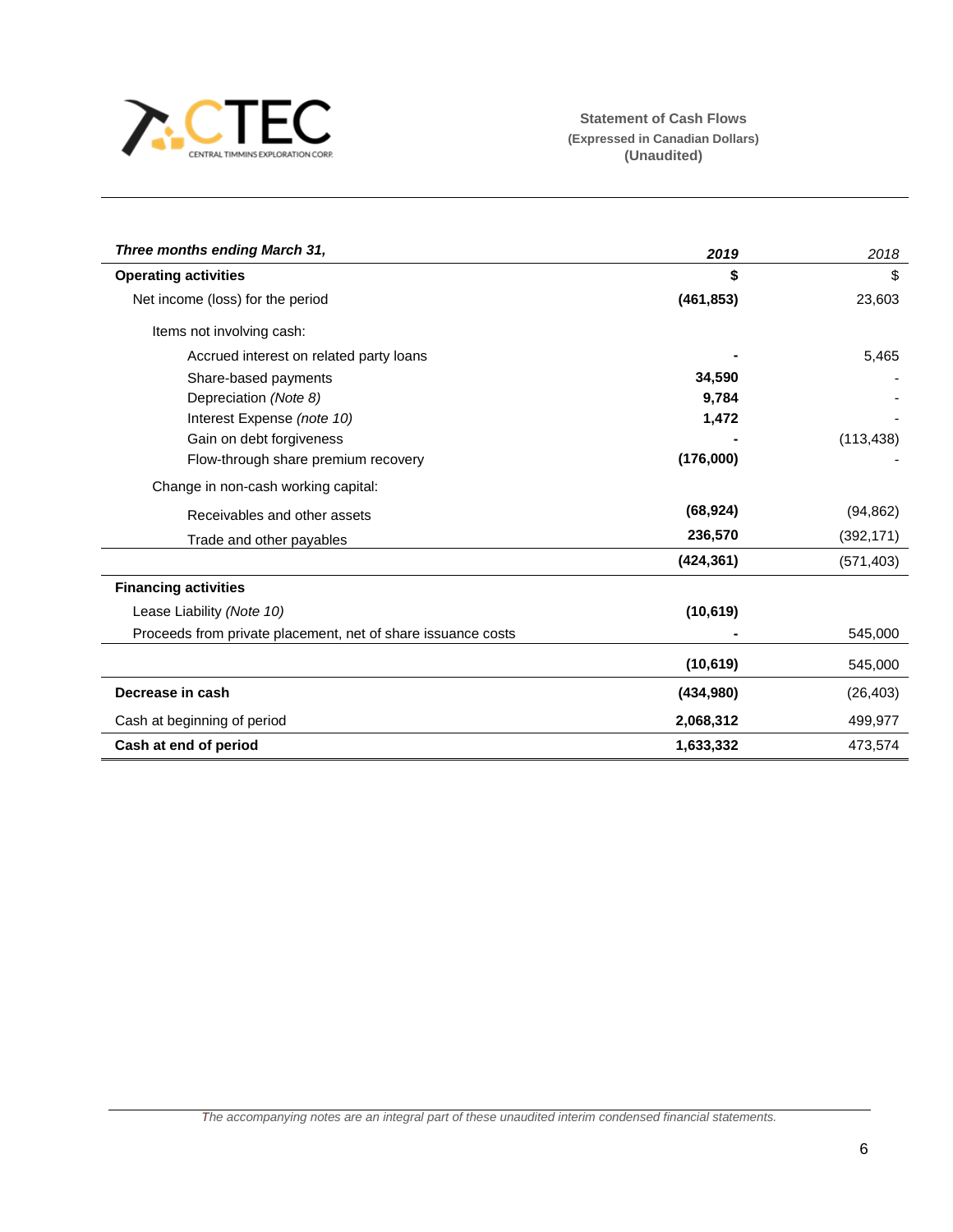CENTRAL TIMMINS EXPLORATION CORP.

**Statement of Cash Flows**
**(Expressed in Canadian Dollars)**
**(Unaudited)**

| *Three months ending March 31,* | *2019* | *2018* |
|---|---|---|
| **Operating activities** | **$** | $ |
| Net income (loss) for the period | **(461,853)** | 23,603 |
| Items not involving cash: | | |
| Accrued interest on related party loans | **-** | 5,465 |
| Share-based payments | **34,590** | - |
| Depreciation *(Note 8)* | **9,784** | - |
| Interest Expense *(note 10)* | **1,472** | - |
| Gain on debt forgiveness | **-** | (113,438) |
| Flow-through share premium recovery | **(176,000)** | - |
| Change in non-cash working capital: | | |
| Receivables and other assets | **(68,924)** | (94,862) |
| Trade and other payables | **236,570** | (392,171) |
| | **(424,361)** | (571,403) |
| **Financing activities** | | |
| Lease Liability *(Note 10)* | **(10,619)** | |
| Proceeds from private placement, net of share issuance costs | **-** | 545,000 |
| | **(10,619)** | 545,000 |
| **Decrease in cash** | **(434,980)** | (26,403) |
| Cash at beginning of period | **2,068,312** | 499,977 |
| **Cash at end of period** | **1,633,332** | 473,574 |

*The accompanying notes are an integral part of these unaudited interim condensed financial statements.*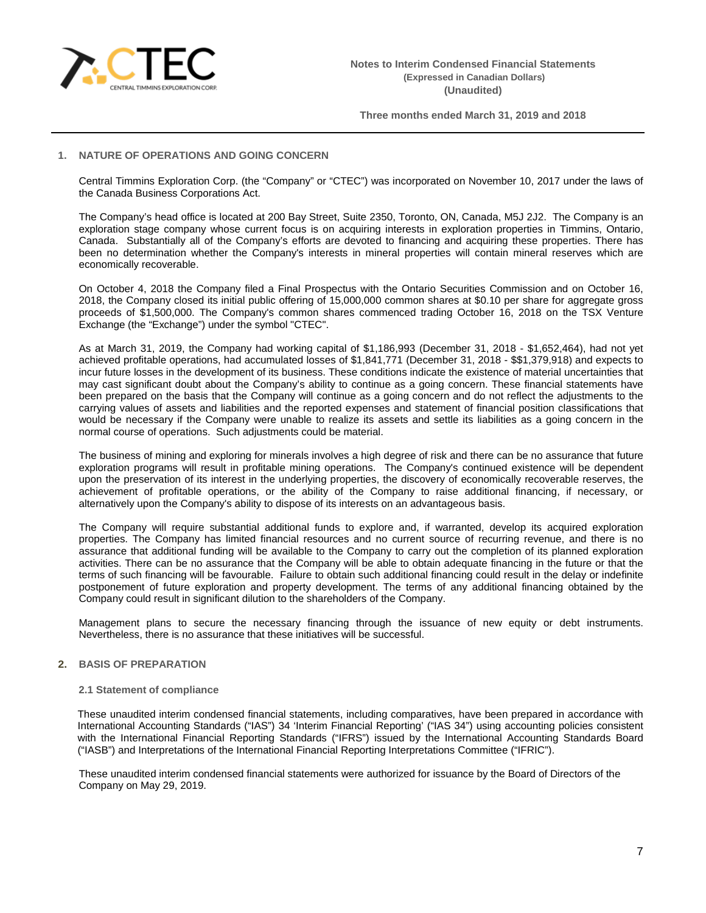## 1. NATURE OF OPERATIONS AND GOING CONCERN

Central Timmins Exploration Corp. (the "Company" or "CTEC") was incorporated on November 10, 2017 under the laws of the Canada Business Corporations Act.

The Company's head office is located at 200 Bay Street, Suite 2350, Toronto, ON, Canada, M5J 2J2. The Company is an exploration stage company whose current focus is on acquiring interests in exploration properties in Timmins, Ontario, Canada. Substantially all of the Company's efforts are devoted to financing and acquiring these properties. There has been no determination whether the Company's interests in mineral properties will contain mineral reserves which are economically recoverable.

On October 4, 2018 the Company filed a Final Prospectus with the Ontario Securities Commission and on October 16, 2018, the Company closed its initial public offering of 15,000,000 common shares at $0.10 per share for aggregate gross proceeds of $1,500,000. The Company's common shares commenced trading October 16, 2018 on the TSX Venture Exchange (the "Exchange") under the symbol "CTEC".

As at March 31, 2019, the Company had working capital of $1,186,993 (December 31, 2018 - $1,652,464), had not yet achieved profitable operations, had accumulated losses of $1,841,771 (December 31, 2018 - $$1,379,918) and expects to incur future losses in the development of its business. These conditions indicate the existence of material uncertainties that may cast significant doubt about the Company's ability to continue as a going concern. These financial statements have been prepared on the basis that the Company will continue as a going concern and do not reflect the adjustments to the carrying values of assets and liabilities and the reported expenses and statement of financial position classifications that would be necessary if the Company were unable to realize its assets and settle its liabilities as a going concern in the normal course of operations. Such adjustments could be material.

The business of mining and exploring for minerals involves a high degree of risk and there can be no assurance that future exploration programs will result in profitable mining operations. The Company's continued existence will be dependent upon the preservation of its interest in the underlying properties, the discovery of economically recoverable reserves, the achievement of profitable operations, or the ability of the Company to raise additional financing, if necessary, or alternatively upon the Company's ability to dispose of its interests on an advantageous basis.

The Company will require substantial additional funds to explore and, if warranted, develop its acquired exploration properties. The Company has limited financial resources and no current source of recurring revenue, and there is no assurance that additional funding will be available to the Company to carry out the completion of its planned exploration activities. There can be no assurance that the Company will be able to obtain adequate financing in the future or that the terms of such financing will be favourable. Failure to obtain such additional financing could result in the delay or indefinite postponement of future exploration and property development. The terms of any additional financing obtained by the Company could result in significant dilution to the shareholders of the Company.

Management plans to secure the necessary financing through the issuance of new equity or debt instruments. Nevertheless, there is no assurance that these initiatives will be successful.

## 2. BASIS OF PREPARATION

### 2.1 Statement of compliance

These unaudited interim condensed financial statements, including comparatives, have been prepared in accordance with International Accounting Standards ("IAS") 34 'Interim Financial Reporting' ("IAS 34") using accounting policies consistent with the International Financial Reporting Standards ("IFRS") issued by the International Accounting Standards Board ("IASB") and Interpretations of the International Financial Reporting Interpretations Committee ("IFRIC").

These unaudited interim condensed financial statements were authorized for issuance by the Board of Directors of the Company on May 29, 2019.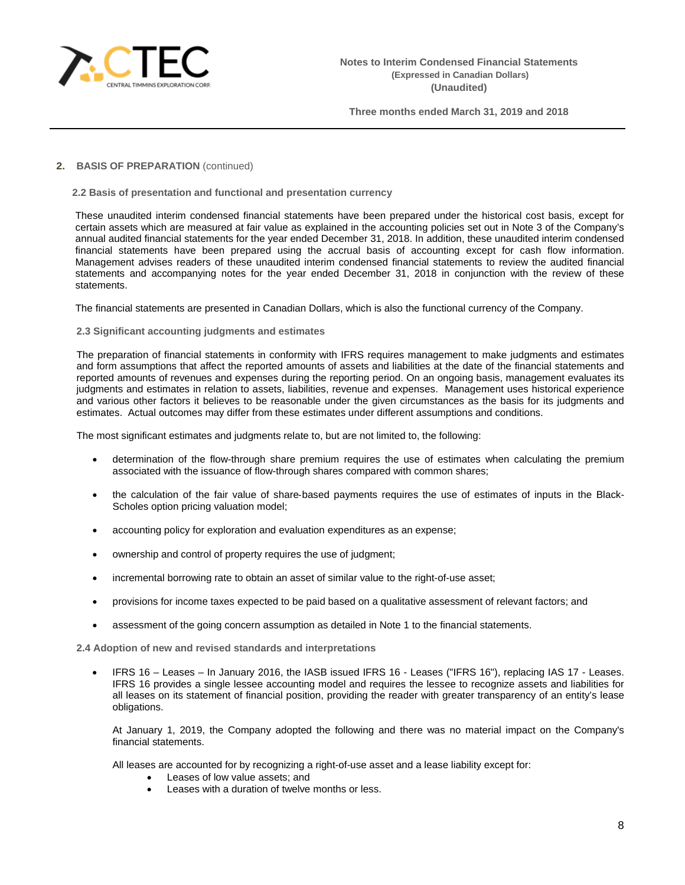## 2. BASIS OF PREPARATION (continued)

### 2.2 Basis of presentation and functional and presentation currency

These unaudited interim condensed financial statements have been prepared under the historical cost basis, except for certain assets which are measured at fair value as explained in the accounting policies set out in Note 3 of the Company's annual audited financial statements for the year ended December 31, 2018. In addition, these unaudited interim condensed financial statements have been prepared using the accrual basis of accounting except for cash flow information. Management advises readers of these unaudited interim condensed financial statements to review the audited financial statements and accompanying notes for the year ended December 31, 2018 in conjunction with the review of these statements.

The financial statements are presented in Canadian Dollars, which is also the functional currency of the Company.

### 2.3 Significant accounting judgments and estimates

The preparation of financial statements in conformity with IFRS requires management to make judgments and estimates and form assumptions that affect the reported amounts of assets and liabilities at the date of the financial statements and reported amounts of revenues and expenses during the reporting period. On an ongoing basis, management evaluates its judgments and estimates in relation to assets, liabilities, revenue and expenses. Management uses historical experience and various other factors it believes to be reasonable under the given circumstances as the basis for its judgments and estimates. Actual outcomes may differ from these estimates under different assumptions and conditions.

The most significant estimates and judgments relate to, but are not limited to, the following:

- determination of the flow-through share premium requires the use of estimates when calculating the premium associated with the issuance of flow-through shares compared with common shares;
- the calculation of the fair value of share-based payments requires the use of estimates of inputs in the Black-Scholes option pricing valuation model;
- accounting policy for exploration and evaluation expenditures as an expense;
- ownership and control of property requires the use of judgment;
- incremental borrowing rate to obtain an asset of similar value to the right-of-use asset;
- provisions for income taxes expected to be paid based on a qualitative assessment of relevant factors; and
- assessment of the going concern assumption as detailed in Note 1 to the financial statements.

### 2.4 Adoption of new and revised standards and interpretations

- IFRS 16 – Leases – In January 2016, the IASB issued IFRS 16 - Leases ("IFRS 16"), replacing IAS 17 - Leases. IFRS 16 provides a single lessee accounting model and requires the lessee to recognize assets and liabilities for all leases on its statement of financial position, providing the reader with greater transparency of an entity's lease obligations.

  At January 1, 2019, the Company adopted the following and there was no material impact on the Company's financial statements.

  All leases are accounted for by recognizing a right-of-use asset and a lease liability except for:
  - Leases of low value assets; and
  - Leases with a duration of twelve months or less.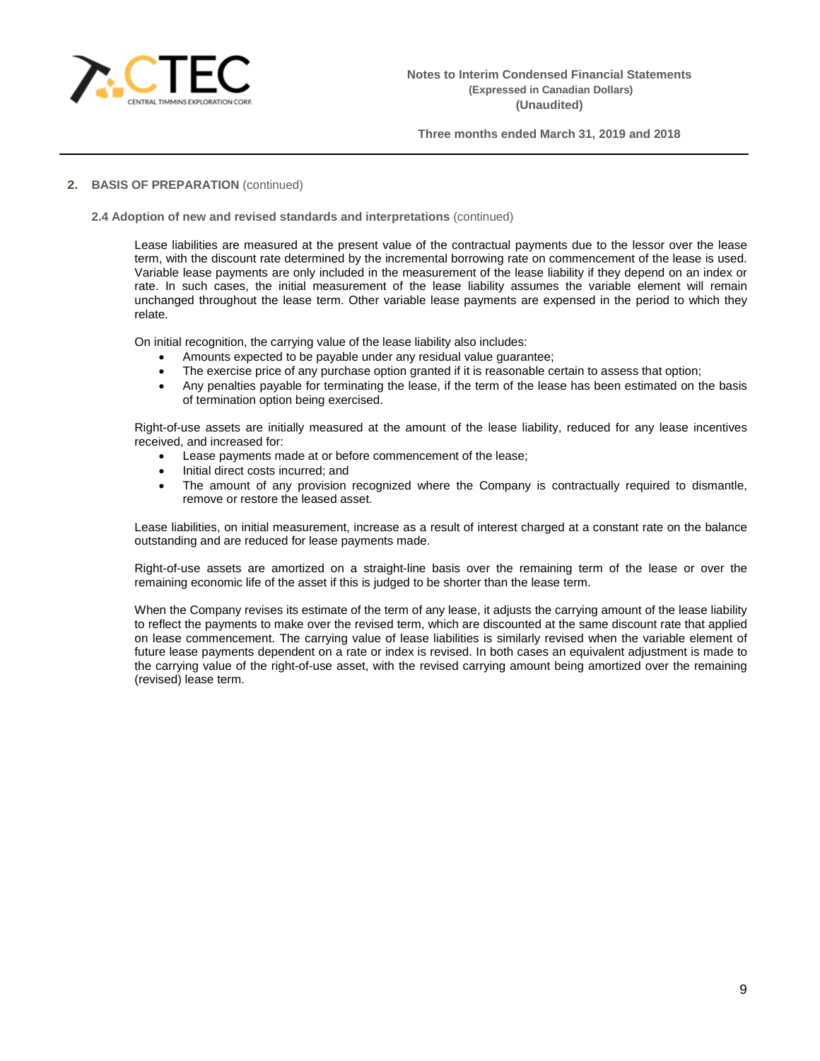## 2. BASIS OF PREPARATION (continued)

### 2.4 Adoption of new and revised standards and interpretations (continued)

Lease liabilities are measured at the present value of the contractual payments due to the lessor over the lease term, with the discount rate determined by the incremental borrowing rate on commencement of the lease is used. Variable lease payments are only included in the measurement of the lease liability if they depend on an index or rate. In such cases, the initial measurement of the lease liability assumes the variable element will remain unchanged throughout the lease term. Other variable lease payments are expensed in the period to which they relate.

On initial recognition, the carrying value of the lease liability also includes:

- Amounts expected to be payable under any residual value guarantee;
- The exercise price of any purchase option granted if it is reasonable certain to assess that option;
- Any penalties payable for terminating the lease, if the term of the lease has been estimated on the basis of termination option being exercised.

Right-of-use assets are initially measured at the amount of the lease liability, reduced for any lease incentives received, and increased for:

- Lease payments made at or before commencement of the lease;
- Initial direct costs incurred; and
- The amount of any provision recognized where the Company is contractually required to dismantle, remove or restore the leased asset.

Lease liabilities, on initial measurement, increase as a result of interest charged at a constant rate on the balance outstanding and are reduced for lease payments made.

Right-of-use assets are amortized on a straight-line basis over the remaining term of the lease or over the remaining economic life of the asset if this is judged to be shorter than the lease term.

When the Company revises its estimate of the term of any lease, it adjusts the carrying amount of the lease liability to reflect the payments to make over the revised term, which are discounted at the same discount rate that applied on lease commencement. The carrying value of lease liabilities is similarly revised when the variable element of future lease payments dependent on a rate or index is revised. In both cases an equivalent adjustment is made to the carrying value of the right-of-use asset, with the revised carrying amount being amortized over the remaining (revised) lease term.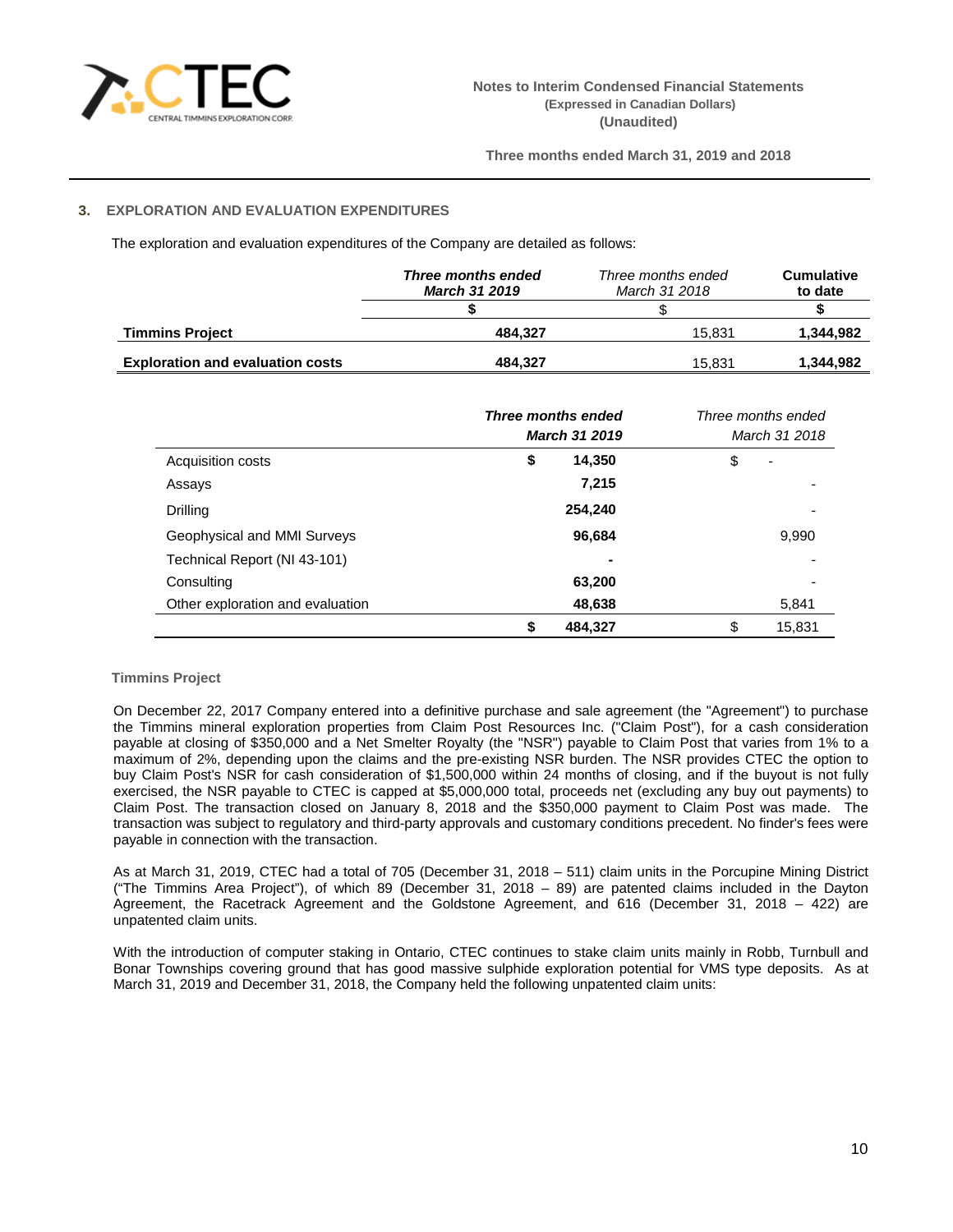## 3. EXPLORATION AND EVALUATION EXPENDITURES

The exploration and evaluation expenditures of the Company are detailed as follows:

| | ***Three months ended March 31 2019*** | *Three months ended March 31 2018* | **Cumulative to date** |
|---|---|---|---|
| | **$** | $ | **$** |
| **Timmins Project** | **484,327** | 15,831 | **1,344,982** |
| **Exploration and evaluation costs** | **484,327** | 15,831 | **1,344,982** |

| | ***Three months ended March 31 2019*** | *Three months ended March 31 2018* |
|---|---|---|
| Acquisition costs | **$ 14,350** | $ - |
| Assays | **7,215** | - |
| Drilling | **254,240** | - |
| Geophysical and MMI Surveys | **96,684** | 9,990 |
| Technical Report (NI 43-101) | **-** | - |
| Consulting | **63,200** | - |
| Other exploration and evaluation | **48,638** | 5,841 |
| | **$ 484,327** | $ 15,831 |

### Timmins Project

On December 22, 2017 Company entered into a definitive purchase and sale agreement (the "Agreement") to purchase the Timmins mineral exploration properties from Claim Post Resources Inc. ("Claim Post"), for a cash consideration payable at closing of $350,000 and a Net Smelter Royalty (the "NSR") payable to Claim Post that varies from 1% to a maximum of 2%, depending upon the claims and the pre-existing NSR burden. The NSR provides CTEC the option to buy Claim Post's NSR for cash consideration of $1,500,000 within 24 months of closing, and if the buyout is not fully exercised, the NSR payable to CTEC is capped at $5,000,000 total, proceeds net (excluding any buy out payments) to Claim Post. The transaction closed on January 8, 2018 and the $350,000 payment to Claim Post was made. The transaction was subject to regulatory and third-party approvals and customary conditions precedent. No finder's fees were payable in connection with the transaction.

As at March 31, 2019, CTEC had a total of 705 (December 31, 2018 – 511) claim units in the Porcupine Mining District ("The Timmins Area Project"), of which 89 (December 31, 2018 – 89) are patented claims included in the Dayton Agreement, the Racetrack Agreement and the Goldstone Agreement, and 616 (December 31, 2018 – 422) are unpatented claim units.

With the introduction of computer staking in Ontario, CTEC continues to stake claim units mainly in Robb, Turnbull and Bonar Townships covering ground that has good massive sulphide exploration potential for VMS type deposits. As at March 31, 2019 and December 31, 2018, the Company held the following unpatented claim units: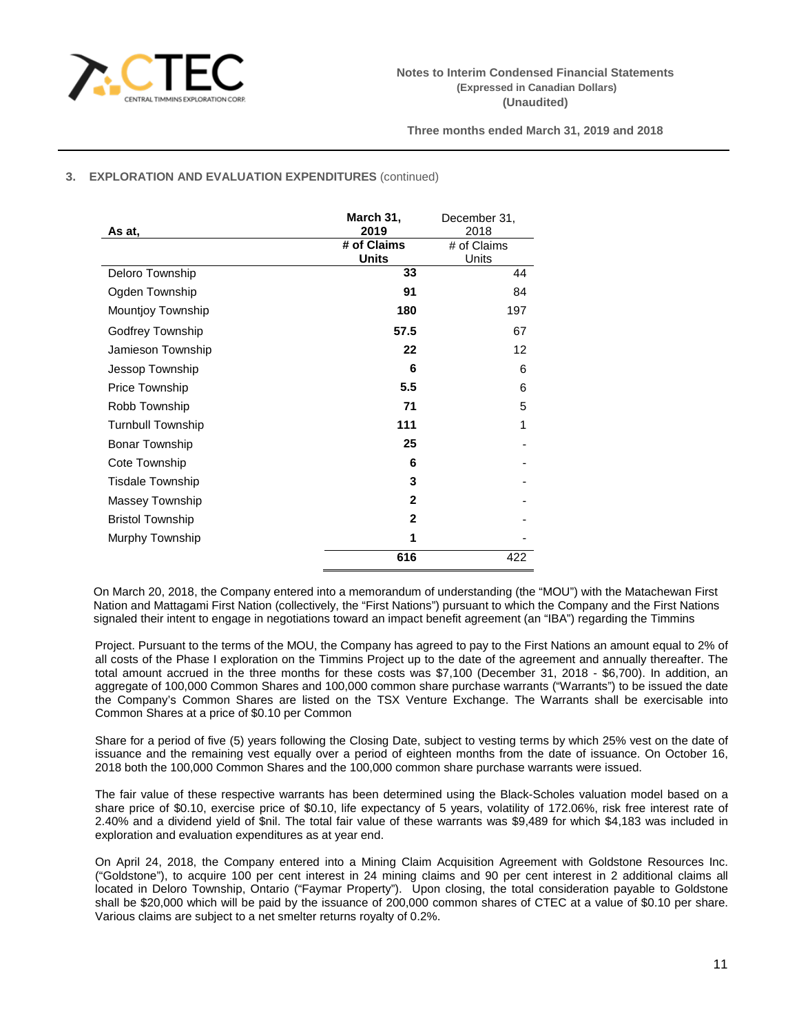### 3. EXPLORATION AND EVALUATION EXPENDITURES (continued)

| As at, | March 31, 2019 | December 31, 2018 |
|---|---|---|
| | **# of Claims Units** | # of Claims Units |
| Deloro Township | **33** | 44 |
| Ogden Township | **91** | 84 |
| Mountjoy Township | **180** | 197 |
| Godfrey Township | **57.5** | 67 |
| Jamieson Township | **22** | 12 |
| Jessop Township | **6** | 6 |
| Price Township | **5.5** | 6 |
| Robb Township | **71** | 5 |
| Turnbull Township | **111** | 1 |
| Bonar Township | **25** | - |
| Cote Township | **6** | - |
| Tisdale Township | **3** | - |
| Massey Township | **2** | - |
| Bristol Township | **2** | - |
| Murphy Township | **1** | - |
| | **616** | 422 |

On March 20, 2018, the Company entered into a memorandum of understanding (the "MOU") with the Matachewan First Nation and Mattagami First Nation (collectively, the "First Nations") pursuant to which the Company and the First Nations signaled their intent to engage in negotiations toward an impact benefit agreement (an "IBA") regarding the Timmins

Project. Pursuant to the terms of the MOU, the Company has agreed to pay to the First Nations an amount equal to 2% of all costs of the Phase I exploration on the Timmins Project up to the date of the agreement and annually thereafter. The total amount accrued in the three months for these costs was $7,100 (December 31, 2018 - $6,700). In addition, an aggregate of 100,000 Common Shares and 100,000 common share purchase warrants ("Warrants") to be issued the date the Company's Common Shares are listed on the TSX Venture Exchange. The Warrants shall be exercisable into Common Shares at a price of $0.10 per Common

Share for a period of five (5) years following the Closing Date, subject to vesting terms by which 25% vest on the date of issuance and the remaining vest equally over a period of eighteen months from the date of issuance. On October 16, 2018 both the 100,000 Common Shares and the 100,000 common share purchase warrants were issued.

The fair value of these respective warrants has been determined using the Black-Scholes valuation model based on a share price of $0.10, exercise price of $0.10, life expectancy of 5 years, volatility of 172.06%, risk free interest rate of 2.40% and a dividend yield of $nil. The total fair value of these warrants was $9,489 for which $4,183 was included in exploration and evaluation expenditures as at year end.

On April 24, 2018, the Company entered into a Mining Claim Acquisition Agreement with Goldstone Resources Inc. ("Goldstone"), to acquire 100 per cent interest in 24 mining claims and 90 per cent interest in 2 additional claims all located in Deloro Township, Ontario ("Faymar Property"). Upon closing, the total consideration payable to Goldstone shall be $20,000 which will be paid by the issuance of 200,000 common shares of CTEC at a value of $0.10 per share. Various claims are subject to a net smelter returns royalty of 0.2%.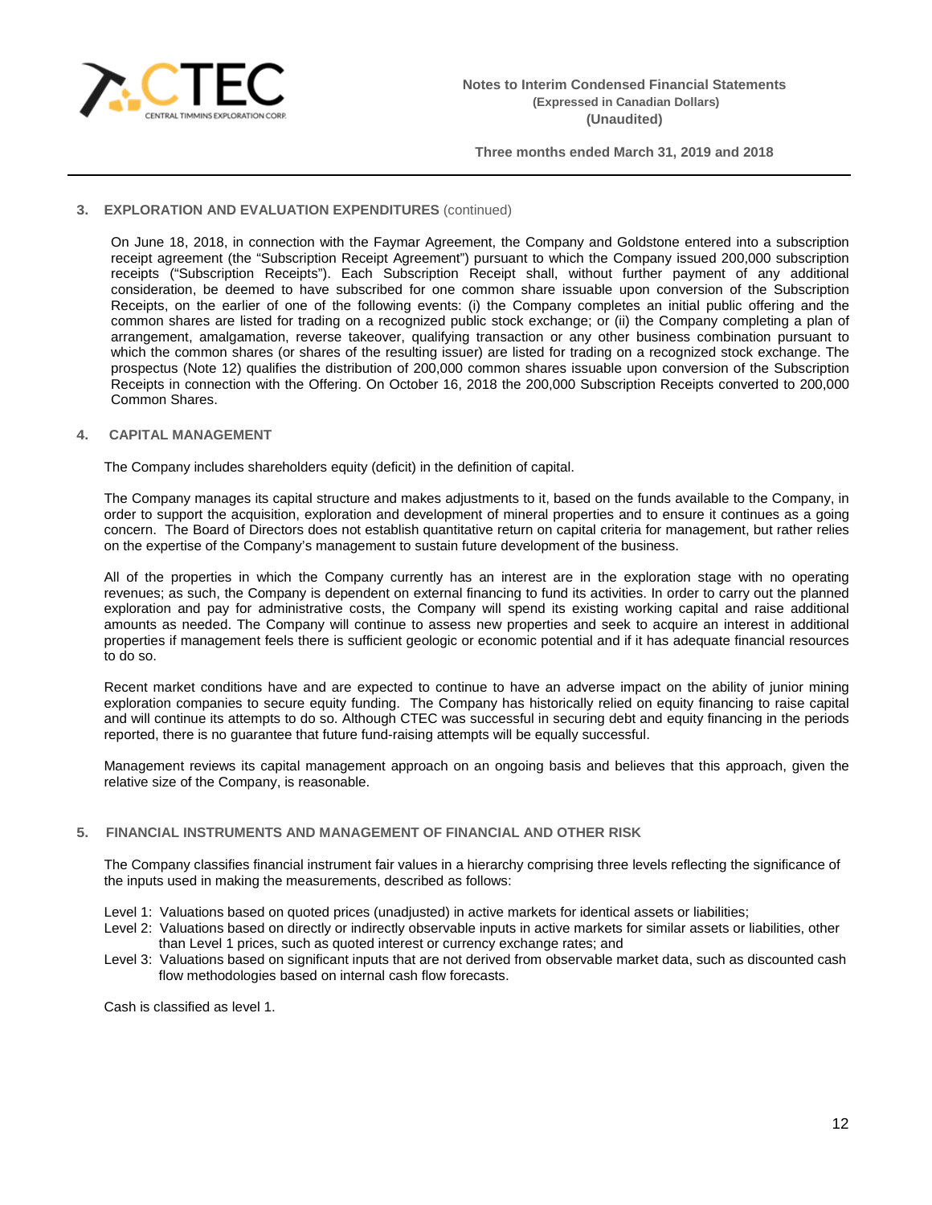## 3. EXPLORATION AND EVALUATION EXPENDITURES (continued)

On June 18, 2018, in connection with the Faymar Agreement, the Company and Goldstone entered into a subscription receipt agreement (the "Subscription Receipt Agreement") pursuant to which the Company issued 200,000 subscription receipts ("Subscription Receipts"). Each Subscription Receipt shall, without further payment of any additional consideration, be deemed to have subscribed for one common share issuable upon conversion of the Subscription Receipts, on the earlier of one of the following events: (i) the Company completes an initial public offering and the common shares are listed for trading on a recognized public stock exchange; or (ii) the Company completing a plan of arrangement, amalgamation, reverse takeover, qualifying transaction or any other business combination pursuant to which the common shares (or shares of the resulting issuer) are listed for trading on a recognized stock exchange. The prospectus (Note 12) qualifies the distribution of 200,000 common shares issuable upon conversion of the Subscription Receipts in connection with the Offering. On October 16, 2018 the 200,000 Subscription Receipts converted to 200,000 Common Shares.

## 4. CAPITAL MANAGEMENT

The Company includes shareholders equity (deficit) in the definition of capital.

The Company manages its capital structure and makes adjustments to it, based on the funds available to the Company, in order to support the acquisition, exploration and development of mineral properties and to ensure it continues as a going concern. The Board of Directors does not establish quantitative return on capital criteria for management, but rather relies on the expertise of the Company's management to sustain future development of the business.

All of the properties in which the Company currently has an interest are in the exploration stage with no operating revenues; as such, the Company is dependent on external financing to fund its activities. In order to carry out the planned exploration and pay for administrative costs, the Company will spend its existing working capital and raise additional amounts as needed. The Company will continue to assess new properties and seek to acquire an interest in additional properties if management feels there is sufficient geologic or economic potential and if it has adequate financial resources to do so.

Recent market conditions have and are expected to continue to have an adverse impact on the ability of junior mining exploration companies to secure equity funding. The Company has historically relied on equity financing to raise capital and will continue its attempts to do so. Although CTEC was successful in securing debt and equity financing in the periods reported, there is no guarantee that future fund-raising attempts will be equally successful.

Management reviews its capital management approach on an ongoing basis and believes that this approach, given the relative size of the Company, is reasonable.

## 5. FINANCIAL INSTRUMENTS AND MANAGEMENT OF FINANCIAL AND OTHER RISK

The Company classifies financial instrument fair values in a hierarchy comprising three levels reflecting the significance of the inputs used in making the measurements, described as follows:

- Level 1: Valuations based on quoted prices (unadjusted) in active markets for identical assets or liabilities;
- Level 2: Valuations based on directly or indirectly observable inputs in active markets for similar assets or liabilities, other than Level 1 prices, such as quoted interest or currency exchange rates; and
- Level 3: Valuations based on significant inputs that are not derived from observable market data, such as discounted cash flow methodologies based on internal cash flow forecasts.

Cash is classified as level 1.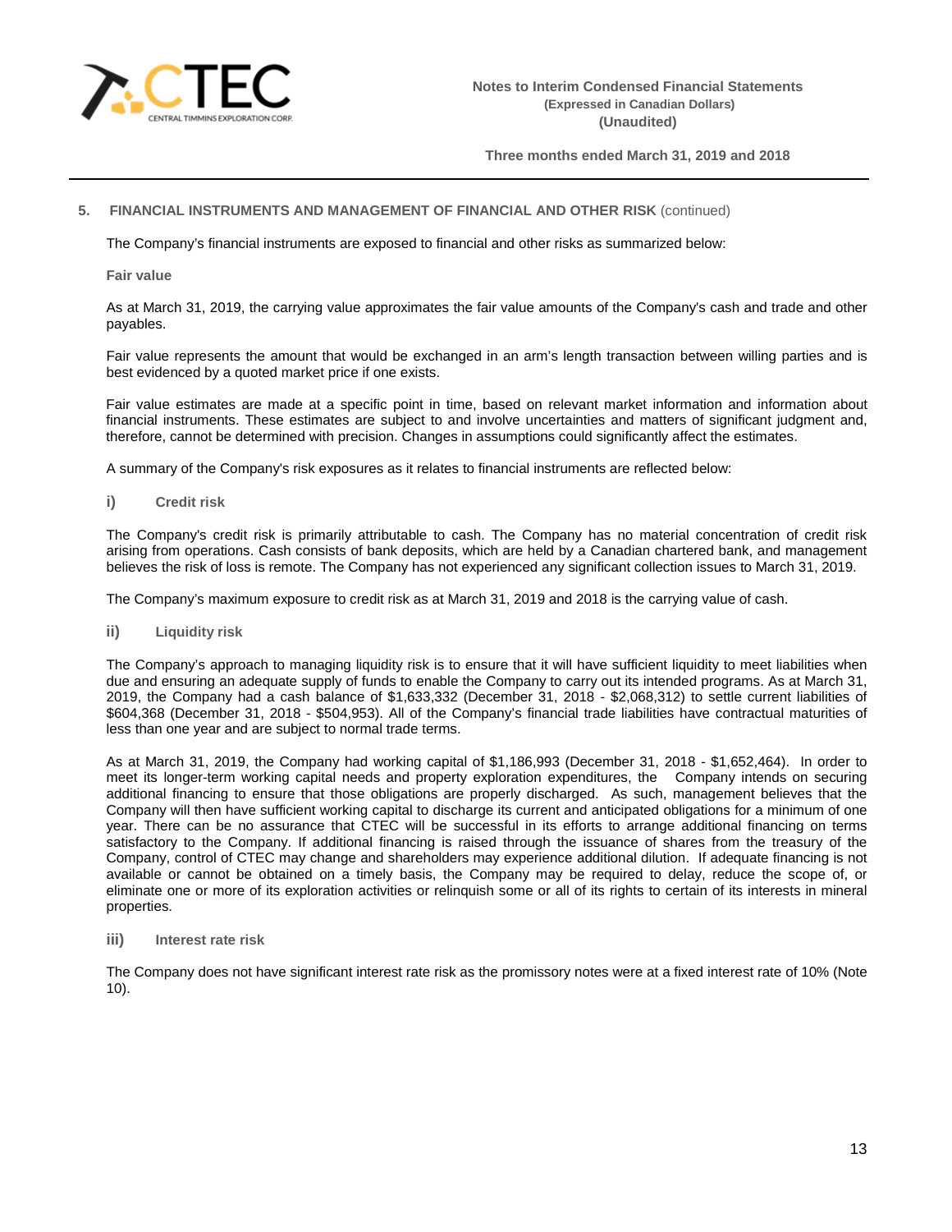## 5. FINANCIAL INSTRUMENTS AND MANAGEMENT OF FINANCIAL AND OTHER RISK (continued)

The Company's financial instruments are exposed to financial and other risks as summarized below:

**Fair value**

As at March 31, 2019, the carrying value approximates the fair value amounts of the Company's cash and trade and other payables.

Fair value represents the amount that would be exchanged in an arm's length transaction between willing parties and is best evidenced by a quoted market price if one exists.

Fair value estimates are made at a specific point in time, based on relevant market information and information about financial instruments. These estimates are subject to and involve uncertainties and matters of significant judgment and, therefore, cannot be determined with precision. Changes in assumptions could significantly affect the estimates.

A summary of the Company's risk exposures as it relates to financial instruments are reflected below:

### i) Credit risk

The Company's credit risk is primarily attributable to cash. The Company has no material concentration of credit risk arising from operations. Cash consists of bank deposits, which are held by a Canadian chartered bank, and management believes the risk of loss is remote. The Company has not experienced any significant collection issues to March 31, 2019.

The Company's maximum exposure to credit risk as at March 31, 2019 and 2018 is the carrying value of cash.

### ii) Liquidity risk

The Company's approach to managing liquidity risk is to ensure that it will have sufficient liquidity to meet liabilities when due and ensuring an adequate supply of funds to enable the Company to carry out its intended programs. As at March 31, 2019, the Company had a cash balance of $1,633,332 (December 31, 2018 - $2,068,312) to settle current liabilities of $604,368 (December 31, 2018 - $504,953). All of the Company's financial trade liabilities have contractual maturities of less than one year and are subject to normal trade terms.

As at March 31, 2019, the Company had working capital of $1,186,993 (December 31, 2018 - $1,652,464). In order to meet its longer-term working capital needs and property exploration expenditures, the Company intends on securing additional financing to ensure that those obligations are properly discharged. As such, management believes that the Company will then have sufficient working capital to discharge its current and anticipated obligations for a minimum of one year. There can be no assurance that CTEC will be successful in its efforts to arrange additional financing on terms satisfactory to the Company. If additional financing is raised through the issuance of shares from the treasury of the Company, control of CTEC may change and shareholders may experience additional dilution. If adequate financing is not available or cannot be obtained on a timely basis, the Company may be required to delay, reduce the scope of, or eliminate one or more of its exploration activities or relinquish some or all of its rights to certain of its interests in mineral properties.

### iii) Interest rate risk

The Company does not have significant interest rate risk as the promissory notes were at a fixed interest rate of 10% (Note 10).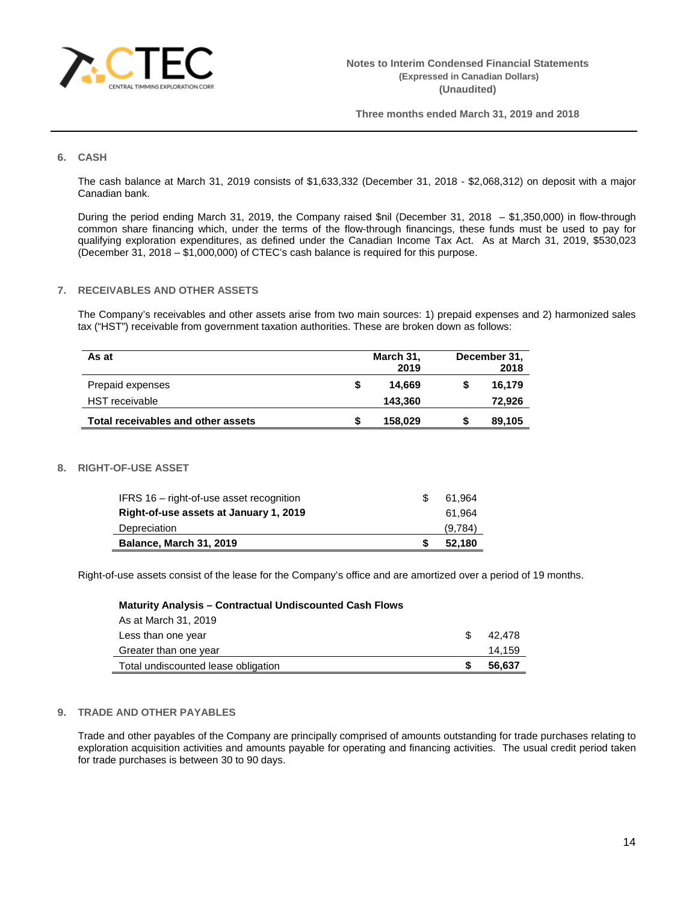## 6. CASH

The cash balance at March 31, 2019 consists of $1,633,332 (December 31, 2018 - $2,068,312) on deposit with a major Canadian bank.

During the period ending March 31, 2019, the Company raised $nil (December 31, 2018 – $1,350,000) in flow-through common share financing which, under the terms of the flow-through financings, these funds must be used to pay for qualifying exploration expenditures, as defined under the Canadian Income Tax Act. As at March 31, 2019, $530,023 (December 31, 2018 – $1,000,000) of CTEC's cash balance is required for this purpose.

## 7. RECEIVABLES AND OTHER ASSETS

The Company's receivables and other assets arise from two main sources: 1) prepaid expenses and 2) harmonized sales tax ("HST") receivable from government taxation authorities. These are broken down as follows:

| As at | March 31, 2019 | December 31, 2018 |
|---|---|---|
| Prepaid expenses | $ 14,669 | $ 16,179 |
| HST receivable | 143,360 | 72,926 |
| **Total receivables and other assets** | **$ 158,029** | **$ 89,105** |

## 8. RIGHT-OF-USE ASSET

| | |
|---|---|
| IFRS 16 – right-of-use asset recognition | $ 61,964 |
| **Right-of-use assets at January 1, 2019** | 61,964 |
| Depreciation | (9,784) |
| **Balance, March 31, 2019** | **$ 52,180** |

Right-of-use assets consist of the lease for the Company's office and are amortized over a period of 19 months.

| **Maturity Analysis – Contractual Undiscounted Cash Flows** | |
|---|---|
| As at March 31, 2019 | |
| Less than one year | $ 42,478 |
| Greater than one year | 14,159 |
| Total undiscounted lease obligation | **$ 56,637** |

## 9. TRADE AND OTHER PAYABLES

Trade and other payables of the Company are principally comprised of amounts outstanding for trade purchases relating to exploration acquisition activities and amounts payable for operating and financing activities. The usual credit period taken for trade purchases is between 30 to 90 days.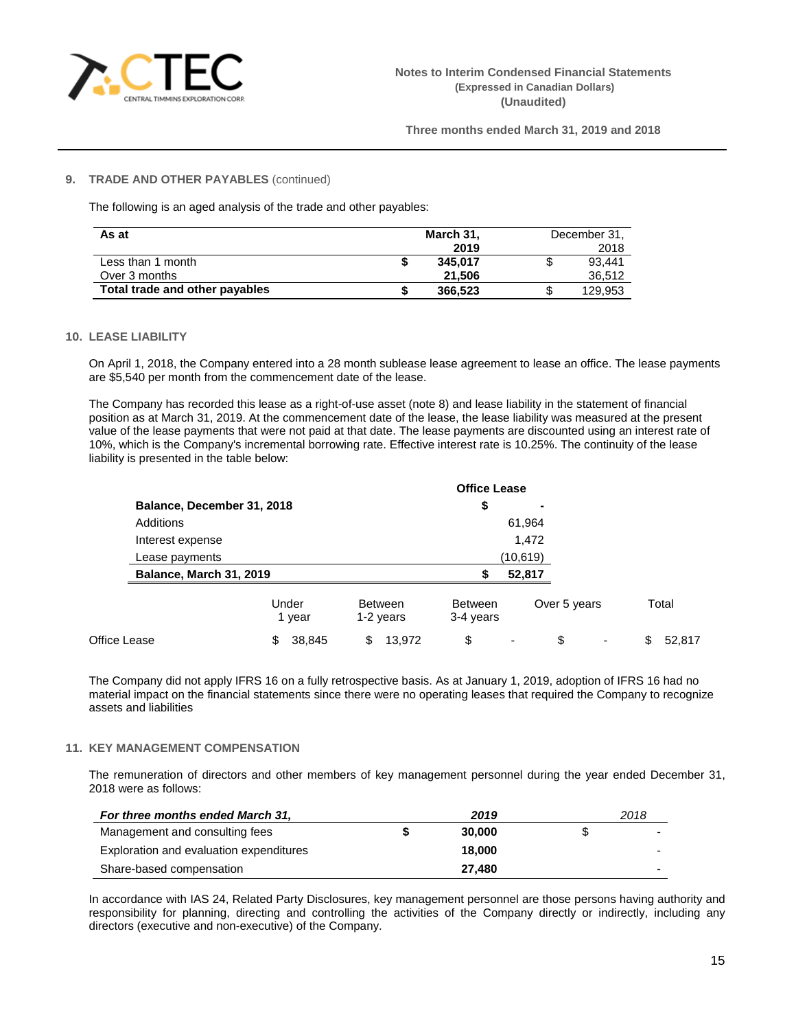### 9. TRADE AND OTHER PAYABLES (continued)

The following is an aged analysis of the trade and other payables:

| As at | March 31, 2019 | December 31, 2018 |
|---|---|---|
| Less than 1 month | $ 345,017 | $ 93,441 |
| Over 3 months | 21,506 | 36,512 |
| **Total trade and other payables** | **$ 366,523** | $ 129,953 |

### 10. LEASE LIABILITY

On April 1, 2018, the Company entered into a 28 month sublease lease agreement to lease an office. The lease payments are $5,540 per month from the commencement date of the lease.

The Company has recorded this lease as a right-of-use asset (note 8) and lease liability in the statement of financial position as at March 31, 2019. At the commencement date of the lease, the lease liability was measured at the present value of the lease payments that were not paid at that date. The lease payments are discounted using an interest rate of 10%, which is the Company's incremental borrowing rate. Effective interest rate is 10.25%. The continuity of the lease liability is presented in the table below:

| | Office Lease |
|---|---|
| **Balance, December 31, 2018** | **$ -** |
| Additions | 61,964 |
| Interest expense | 1,472 |
| Lease payments | (10,619) |
| **Balance, March 31, 2019** | **$ 52,817** |

| | Under 1 year | Between 1-2 years | Between 3-4 years | Over 5 years | Total |
|---|---|---|---|---|---|
| Office Lease | $ 38,845 | $ 13,972 | $ - | $ - | $ 52,817 |

The Company did not apply IFRS 16 on a fully retrospective basis. As at January 1, 2019, adoption of IFRS 16 had no material impact on the financial statements since there were no operating leases that required the Company to recognize assets and liabilities

### 11. KEY MANAGEMENT COMPENSATION

The remuneration of directors and other members of key management personnel during the year ended December 31, 2018 were as follows:

| *For three months ended March 31,* | *2019* | *2018* |
|---|---|---|
| Management and consulting fees | **$ 30,000** | $ - |
| Exploration and evaluation expenditures | **18,000** | - |
| Share-based compensation | **27,480** | - |

In accordance with IAS 24, Related Party Disclosures, key management personnel are those persons having authority and responsibility for planning, directing and controlling the activities of the Company directly or indirectly, including any directors (executive and non-executive) of the Company.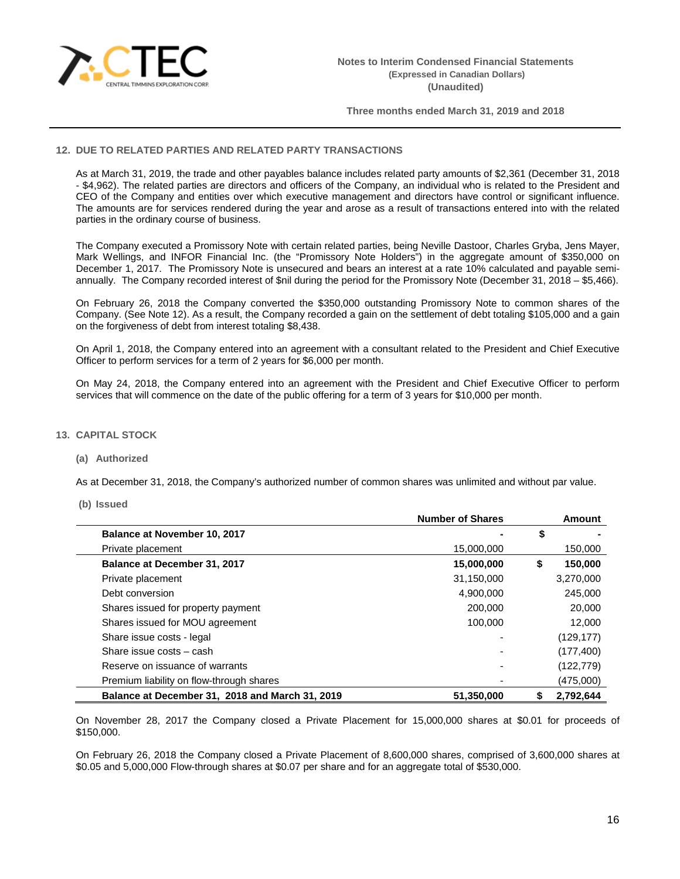## 12. DUE TO RELATED PARTIES AND RELATED PARTY TRANSACTIONS

As at March 31, 2019, the trade and other payables balance includes related party amounts of $2,361 (December 31, 2018 - $4,962). The related parties are directors and officers of the Company, an individual who is related to the President and CEO of the Company and entities over which executive management and directors have control or significant influence. The amounts are for services rendered during the year and arose as a result of transactions entered into with the related parties in the ordinary course of business.

The Company executed a Promissory Note with certain related parties, being Neville Dastoor, Charles Gryba, Jens Mayer, Mark Wellings, and INFOR Financial Inc. (the "Promissory Note Holders") in the aggregate amount of $350,000 on December 1, 2017. The Promissory Note is unsecured and bears an interest at a rate 10% calculated and payable semi-annually. The Company recorded interest of $nil during the period for the Promissory Note (December 31, 2018 – $5,466).

On February 26, 2018 the Company converted the $350,000 outstanding Promissory Note to common shares of the Company. (See Note 12). As a result, the Company recorded a gain on the settlement of debt totaling $105,000 and a gain on the forgiveness of debt from interest totaling $8,438.

On April 1, 2018, the Company entered into an agreement with a consultant related to the President and Chief Executive Officer to perform services for a term of 2 years for $6,000 per month.

On May 24, 2018, the Company entered into an agreement with the President and Chief Executive Officer to perform services that will commence on the date of the public offering for a term of 3 years for $10,000 per month.

## 13. CAPITAL STOCK

### (a) Authorized

As at December 31, 2018, the Company's authorized number of common shares was unlimited and without par value.

### (b) Issued

| | Number of Shares | Amount |
|---|---|---|
| **Balance at November 10, 2017** | **-** | **$ -** |
| Private placement | 15,000,000 | 150,000 |
| **Balance at December 31, 2017** | **15,000,000** | **$ 150,000** |
| Private placement | 31,150,000 | 3,270,000 |
| Debt conversion | 4,900,000 | 245,000 |
| Shares issued for property payment | 200,000 | 20,000 |
| Shares issued for MOU agreement | 100,000 | 12,000 |
| Share issue costs - legal | - | (129,177) |
| Share issue costs – cash | - | (177,400) |
| Reserve on issuance of warrants | - | (122,779) |
| Premium liability on flow-through shares | - | (475,000) |
| **Balance at December 31, 2018 and March 31, 2019** | **51,350,000** | **$ 2,792,644** |

On November 28, 2017 the Company closed a Private Placement for 15,000,000 shares at $0.01 for proceeds of $150,000.

On February 26, 2018 the Company closed a Private Placement of 8,600,000 shares, comprised of 3,600,000 shares at $0.05 and 5,000,000 Flow-through shares at $0.07 per share and for an aggregate total of $530,000.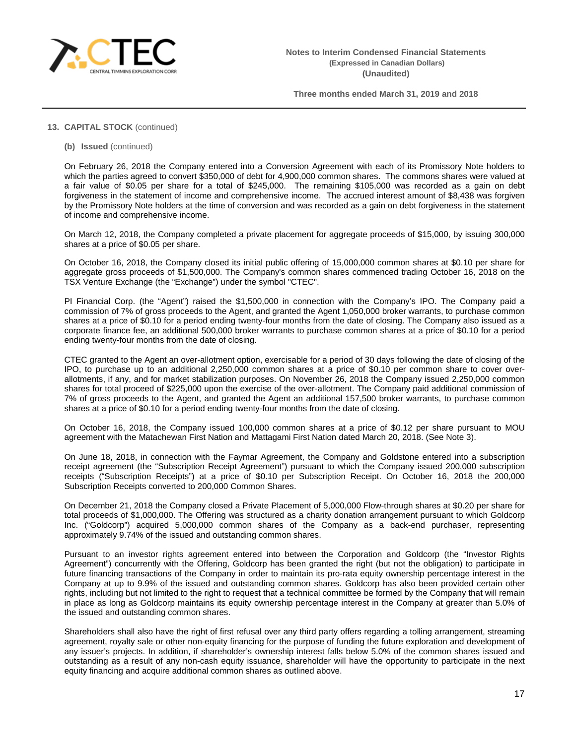## 13. CAPITAL STOCK (continued)

### (b) Issued (continued)

On February 26, 2018 the Company entered into a Conversion Agreement with each of its Promissory Note holders to which the parties agreed to convert $350,000 of debt for 4,900,000 common shares. The commons shares were valued at a fair value of $0.05 per share for a total of $245,000. The remaining $105,000 was recorded as a gain on debt forgiveness in the statement of income and comprehensive income. The accrued interest amount of $8,438 was forgiven by the Promissory Note holders at the time of conversion and was recorded as a gain on debt forgiveness in the statement of income and comprehensive income.

On March 12, 2018, the Company completed a private placement for aggregate proceeds of $15,000, by issuing 300,000 shares at a price of $0.05 per share.

On October 16, 2018, the Company closed its initial public offering of 15,000,000 common shares at $0.10 per share for aggregate gross proceeds of $1,500,000. The Company's common shares commenced trading October 16, 2018 on the TSX Venture Exchange (the "Exchange") under the symbol "CTEC".

PI Financial Corp. (the "Agent") raised the $1,500,000 in connection with the Company's IPO. The Company paid a commission of 7% of gross proceeds to the Agent, and granted the Agent 1,050,000 broker warrants, to purchase common shares at a price of $0.10 for a period ending twenty-four months from the date of closing. The Company also issued as a corporate finance fee, an additional 500,000 broker warrants to purchase common shares at a price of $0.10 for a period ending twenty-four months from the date of closing.

CTEC granted to the Agent an over-allotment option, exercisable for a period of 30 days following the date of closing of the IPO, to purchase up to an additional 2,250,000 common shares at a price of $0.10 per common share to cover over-allotments, if any, and for market stabilization purposes. On November 26, 2018 the Company issued 2,250,000 common shares for total proceed of $225,000 upon the exercise of the over-allotment. The Company paid additional commission of 7% of gross proceeds to the Agent, and granted the Agent an additional 157,500 broker warrants, to purchase common shares at a price of $0.10 for a period ending twenty-four months from the date of closing.

On October 16, 2018, the Company issued 100,000 common shares at a price of $0.12 per share pursuant to MOU agreement with the Matachewan First Nation and Mattagami First Nation dated March 20, 2018. (See Note 3).

On June 18, 2018, in connection with the Faymar Agreement, the Company and Goldstone entered into a subscription receipt agreement (the "Subscription Receipt Agreement") pursuant to which the Company issued 200,000 subscription receipts ("Subscription Receipts") at a price of $0.10 per Subscription Receipt. On October 16, 2018 the 200,000 Subscription Receipts converted to 200,000 Common Shares.

On December 21, 2018 the Company closed a Private Placement of 5,000,000 Flow-through shares at $0.20 per share for total proceeds of $1,000,000. The Offering was structured as a charity donation arrangement pursuant to which Goldcorp Inc. ("Goldcorp") acquired 5,000,000 common shares of the Company as a back-end purchaser, representing approximately 9.74% of the issued and outstanding common shares.

Pursuant to an investor rights agreement entered into between the Corporation and Goldcorp (the "Investor Rights Agreement") concurrently with the Offering, Goldcorp has been granted the right (but not the obligation) to participate in future financing transactions of the Company in order to maintain its pro-rata equity ownership percentage interest in the Company at up to 9.9% of the issued and outstanding common shares. Goldcorp has also been provided certain other rights, including but not limited to the right to request that a technical committee be formed by the Company that will remain in place as long as Goldcorp maintains its equity ownership percentage interest in the Company at greater than 5.0% of the issued and outstanding common shares.

Shareholders shall also have the right of first refusal over any third party offers regarding a tolling arrangement, streaming agreement, royalty sale or other non-equity financing for the purpose of funding the future exploration and development of any issuer's projects. In addition, if shareholder's ownership interest falls below 5.0% of the common shares issued and outstanding as a result of any non-cash equity issuance, shareholder will have the opportunity to participate in the next equity financing and acquire additional common shares as outlined above.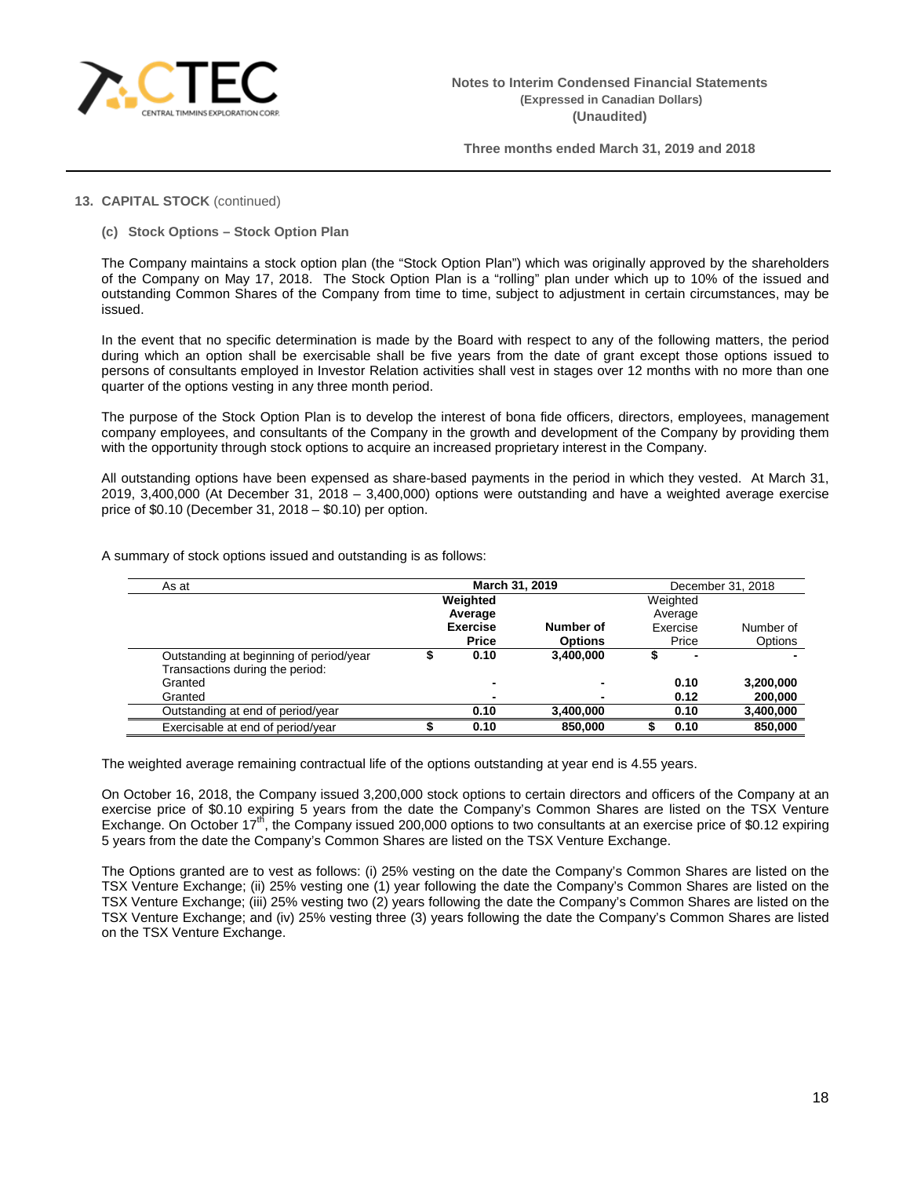## 13. CAPITAL STOCK (continued)

### (c) Stock Options – Stock Option Plan

The Company maintains a stock option plan (the "Stock Option Plan") which was originally approved by the shareholders of the Company on May 17, 2018. The Stock Option Plan is a "rolling" plan under which up to 10% of the issued and outstanding Common Shares of the Company from time to time, subject to adjustment in certain circumstances, may be issued.

In the event that no specific determination is made by the Board with respect to any of the following matters, the period during which an option shall be exercisable shall be five years from the date of grant except those options issued to persons of consultants employed in Investor Relation activities shall vest in stages over 12 months with no more than one quarter of the options vesting in any three month period.

The purpose of the Stock Option Plan is to develop the interest of bona fide officers, directors, employees, management company employees, and consultants of the Company in the growth and development of the Company by providing them with the opportunity through stock options to acquire an increased proprietary interest in the Company.

All outstanding options have been expensed as share-based payments in the period in which they vested. At March 31, 2019, 3,400,000 (At December 31, 2018 – 3,400,000) options were outstanding and have a weighted average exercise price of $0.10 (December 31, 2018 – $0.10) per option.

A summary of stock options issued and outstanding is as follows:

| As at | March 31, 2019 | | December 31, 2018 | |
|---|---|---|---|---|
| | Weighted Average Exercise Price | Number of Options | Weighted Average Exercise Price | Number of Options |
| Outstanding at beginning of period/year | $ 0.10 | 3,400,000 | $ - | - |
| Transactions during the period: | | | | |
| Granted | - | - | 0.10 | 3,200,000 |
| Granted | - | - | 0.12 | 200,000 |
| Outstanding at end of period/year | 0.10 | 3,400,000 | 0.10 | 3,400,000 |
| Exercisable at end of period/year | $ 0.10 | 850,000 | $ 0.10 | 850,000 |

The weighted average remaining contractual life of the options outstanding at year end is 4.55 years.

On October 16, 2018, the Company issued 3,200,000 stock options to certain directors and officers of the Company at an exercise price of $0.10 expiring 5 years from the date the Company's Common Shares are listed on the TSX Venture Exchange. On October 17th, the Company issued 200,000 options to two consultants at an exercise price of $0.12 expiring 5 years from the date the Company's Common Shares are listed on the TSX Venture Exchange.

The Options granted are to vest as follows: (i) 25% vesting on the date the Company's Common Shares are listed on the TSX Venture Exchange; (ii) 25% vesting one (1) year following the date the Company's Common Shares are listed on the TSX Venture Exchange; (iii) 25% vesting two (2) years following the date the Company's Common Shares are listed on the TSX Venture Exchange; and (iv) 25% vesting three (3) years following the date the Company's Common Shares are listed on the TSX Venture Exchange.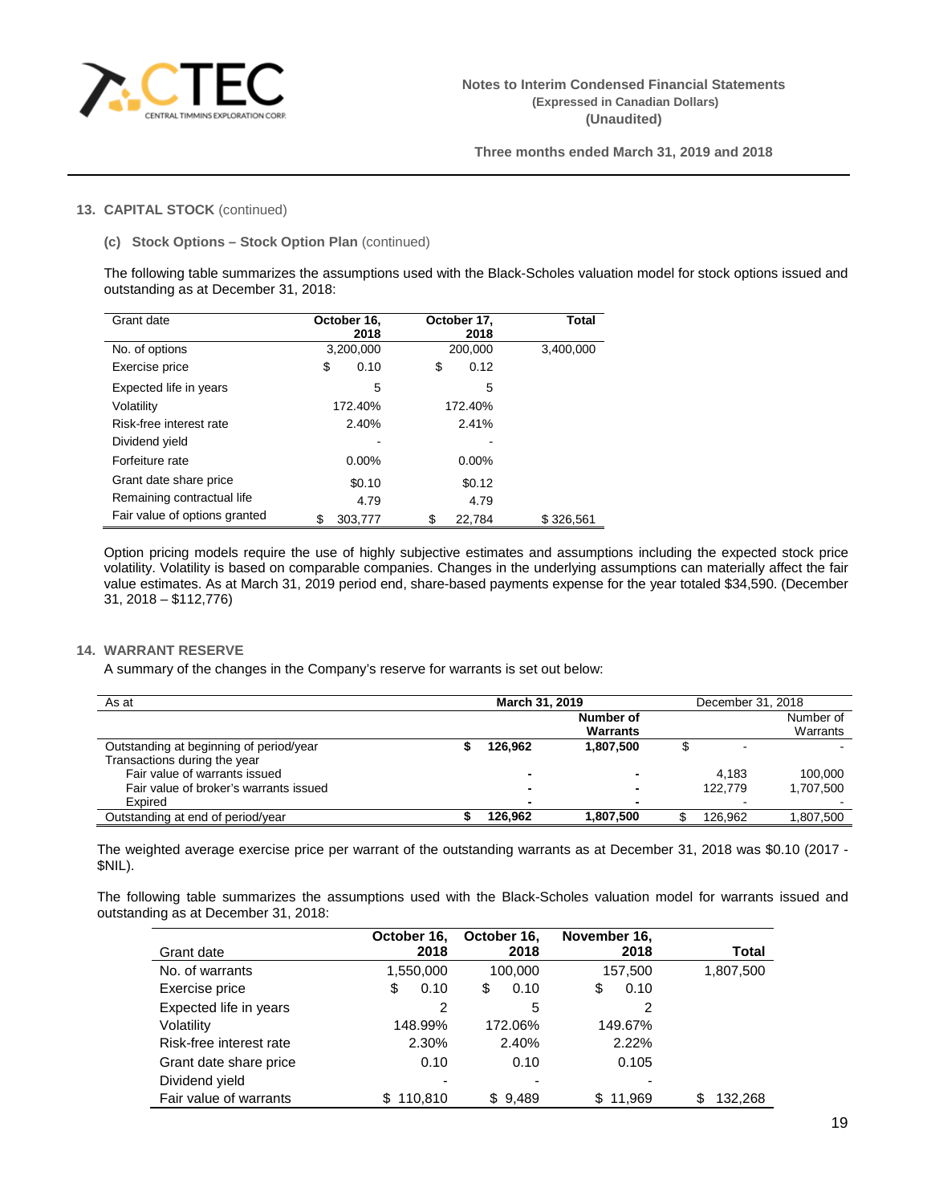## 13. CAPITAL STOCK (continued)

### (c) Stock Options – Stock Option Plan (continued)

The following table summarizes the assumptions used with the Black-Scholes valuation model for stock options issued and outstanding as at December 31, 2018:

| Grant date | October 16, 2018 | October 17, 2018 | Total |
|---|---|---|---|
| No. of options | 3,200,000 | 200,000 | 3,400,000 |
| Exercise price | $ 0.10 | $ 0.12 | |
| Expected life in years | 5 | 5 | |
| Volatility | 172.40% | 172.40% | |
| Risk-free interest rate | 2.40% | 2.41% | |
| Dividend yield | - | - | |
| Forfeiture rate | 0.00% | 0.00% | |
| Grant date share price | $0.10 | $0.12 | |
| Remaining contractual life | 4.79 | 4.79 | |
| Fair value of options granted | $ 303,777 | $ 22,784 | $ 326,561 |

Option pricing models require the use of highly subjective estimates and assumptions including the expected stock price volatility. Volatility is based on comparable companies. Changes in the underlying assumptions can materially affect the fair value estimates. As at March 31, 2019 period end, share-based payments expense for the year totaled $34,590. (December 31, 2018 – $112,776)

## 14. WARRANT RESERVE

A summary of the changes in the Company's reserve for warrants is set out below:

| As at | March 31, 2019 | | December 31, 2018 | |
|---|---|---|---|---|
| | | Number of Warrants | | Number of Warrants |
| Outstanding at beginning of period/year | $ 126,962 | 1,807,500 | $ - | - |
| Transactions during the year | | | | |
| Fair value of warrants issued | - | - | 4,183 | 100,000 |
| Fair value of broker's warrants issued | - | - | 122,779 | 1,707,500 |
| Expired | - | - | - | - |
| Outstanding at end of period/year | $ 126,962 | 1,807,500 | $ 126,962 | 1,807,500 |

The weighted average exercise price per warrant of the outstanding warrants as at December 31, 2018 was $0.10 (2017 - $NIL).

The following table summarizes the assumptions used with the Black-Scholes valuation model for warrants issued and outstanding as at December 31, 2018:

| Grant date | October 16, 2018 | October 16, 2018 | November 16, 2018 | Total |
|---|---|---|---|---|
| No. of warrants | 1,550,000 | 100,000 | 157,500 | 1,807,500 |
| Exercise price | $ 0.10 | $ 0.10 | $ 0.10 | |
| Expected life in years | 2 | 5 | 2 | |
| Volatility | 148.99% | 172.06% | 149.67% | |
| Risk-free interest rate | 2.30% | 2.40% | 2.22% | |
| Grant date share price | 0.10 | 0.10 | 0.105 | |
| Dividend yield | - | - | - | |
| Fair value of warrants | $ 110,810 | $ 9,489 | $ 11,969 | $ 132,268 |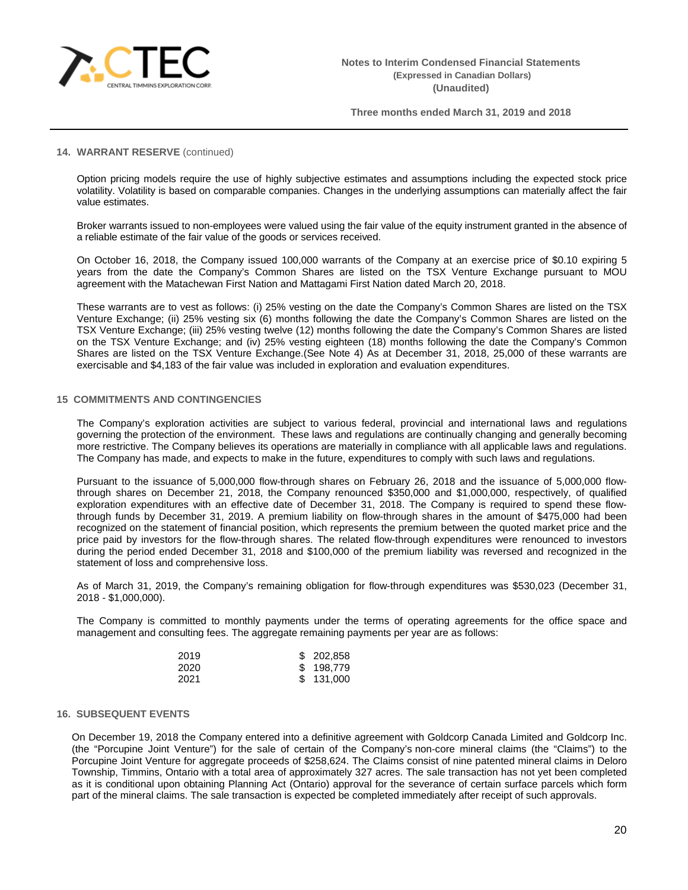### 14. WARRANT RESERVE (continued)

Option pricing models require the use of highly subjective estimates and assumptions including the expected stock price volatility. Volatility is based on comparable companies. Changes in the underlying assumptions can materially affect the fair value estimates.

Broker warrants issued to non-employees were valued using the fair value of the equity instrument granted in the absence of a reliable estimate of the fair value of the goods or services received.

On October 16, 2018, the Company issued 100,000 warrants of the Company at an exercise price of $0.10 expiring 5 years from the date the Company's Common Shares are listed on the TSX Venture Exchange pursuant to MOU agreement with the Matachewan First Nation and Mattagami First Nation dated March 20, 2018.

These warrants are to vest as follows: (i) 25% vesting on the date the Company's Common Shares are listed on the TSX Venture Exchange; (ii) 25% vesting six (6) months following the date the Company's Common Shares are listed on the TSX Venture Exchange; (iii) 25% vesting twelve (12) months following the date the Company's Common Shares are listed on the TSX Venture Exchange; and (iv) 25% vesting eighteen (18) months following the date the Company's Common Shares are listed on the TSX Venture Exchange.(See Note 4) As at December 31, 2018, 25,000 of these warrants are exercisable and $4,183 of the fair value was included in exploration and evaluation expenditures.

### 15 COMMITMENTS AND CONTINGENCIES

The Company's exploration activities are subject to various federal, provincial and international laws and regulations governing the protection of the environment. These laws and regulations are continually changing and generally becoming more restrictive. The Company believes its operations are materially in compliance with all applicable laws and regulations. The Company has made, and expects to make in the future, expenditures to comply with such laws and regulations.

Pursuant to the issuance of 5,000,000 flow-through shares on February 26, 2018 and the issuance of 5,000,000 flow-through shares on December 21, 2018, the Company renounced $350,000 and $1,000,000, respectively, of qualified exploration expenditures with an effective date of December 31, 2018. The Company is required to spend these flow-through funds by December 31, 2019. A premium liability on flow-through shares in the amount of $475,000 had been recognized on the statement of financial position, which represents the premium between the quoted market price and the price paid by investors for the flow-through shares. The related flow-through expenditures were renounced to investors during the period ended December 31, 2018 and $100,000 of the premium liability was reversed and recognized in the statement of loss and comprehensive loss.

As of March 31, 2019, the Company's remaining obligation for flow-through expenditures was $530,023 (December 31, 2018 - $1,000,000).

The Company is committed to monthly payments under the terms of operating agreements for the office space and management and consulting fees. The aggregate remaining payments per year are as follows:

| | |
|---|---|
| 2019 | $ 202,858 |
| 2020 | $ 198,779 |
| 2021 | $ 131,000 |

### 16. SUBSEQUENT EVENTS

On December 19, 2018 the Company entered into a definitive agreement with Goldcorp Canada Limited and Goldcorp Inc. (the "Porcupine Joint Venture") for the sale of certain of the Company's non-core mineral claims (the "Claims") to the Porcupine Joint Venture for aggregate proceeds of $258,624. The Claims consist of nine patented mineral claims in Deloro Township, Timmins, Ontario with a total area of approximately 327 acres. The sale transaction has not yet been completed as it is conditional upon obtaining Planning Act (Ontario) approval for the severance of certain surface parcels which form part of the mineral claims. The sale transaction is expected be completed immediately after receipt of such approvals.